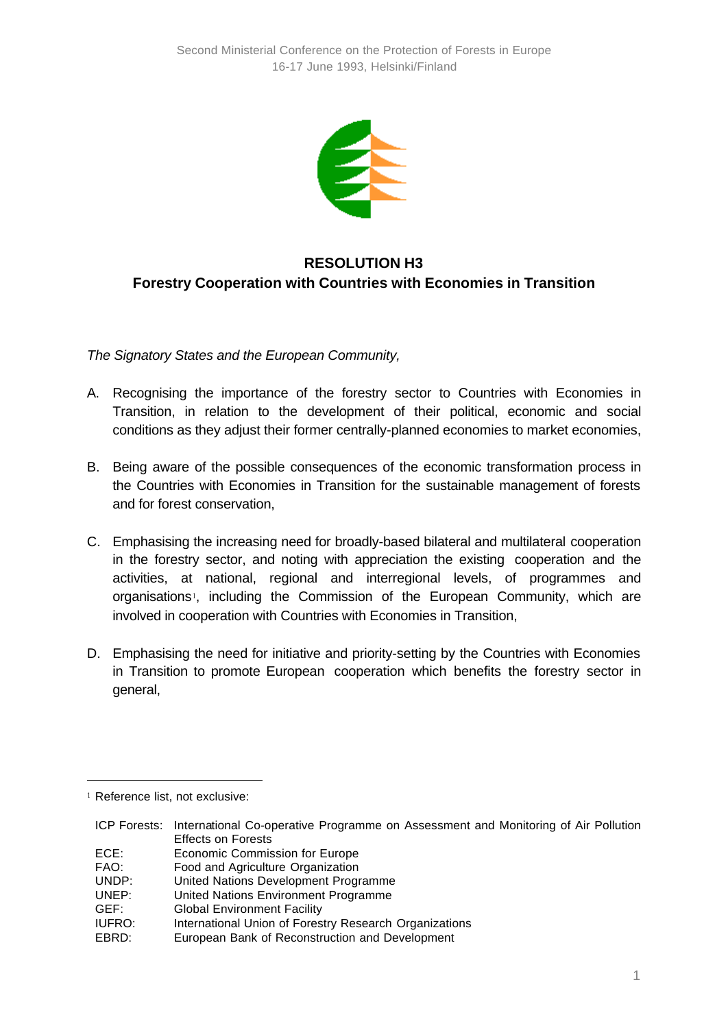# RESOLUTION H3
## Forestry Cooperation with Countries with Economies in Transition

*The Signatory States and the European Community,*

A. Recognising the importance of the forestry sector to Countries with Economies in Transition, in relation to the development of their political, economic and social conditions as they adjust their former centrally-planned economies to market economies,

B. Being aware of the possible consequences of the economic transformation process in the Countries with Economies in Transition for the sustainable management of forests and for forest conservation,

C. Emphasising the increasing need for broadly-based bilateral and multilateral cooperation in the forestry sector, and noting with appreciation the existing cooperation and the activities, at national, regional and interregional levels, of programmes and organisations[1], including the Commission of the European Community, which are involved in cooperation with Countries with Economies in Transition,

D. Emphasising the need for initiative and priority-setting by the Countries with Economies in Transition to promote European cooperation which benefits the forestry sector in general,

---

[1] Reference list, not exclusive:

| | |
|---|---|
| ICP Forests: | International Co-operative Programme on Assessment and Monitoring of Air Pollution Effects on Forests |
| ECE: | Economic Commission for Europe |
| FAO: | Food and Agriculture Organization |
| UNDP: | United Nations Development Programme |
| UNEP: | United Nations Environment Programme |
| GEF: | Global Environment Facility |
| IUFRO: | International Union of Forestry Research Organizations |
| EBRD: | European Bank of Reconstruction and Development |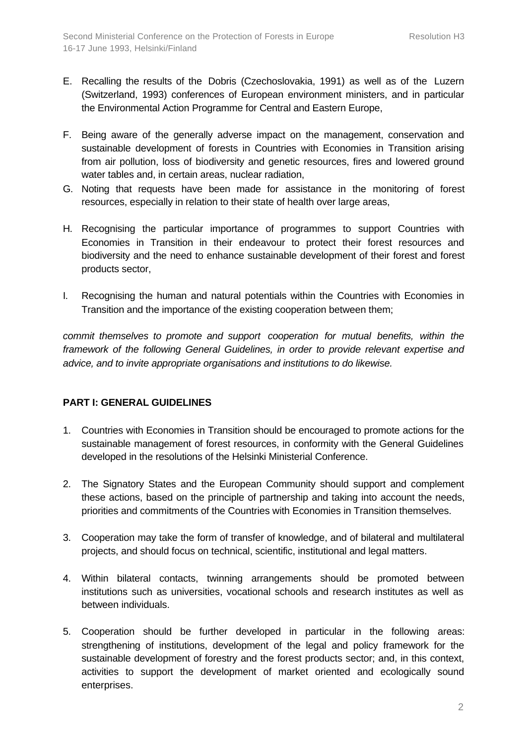E. Recalling the results of the Dobris (Czechoslovakia, 1991) as well as of the Luzern (Switzerland, 1993) conferences of European environment ministers, and in particular the Environmental Action Programme for Central and Eastern Europe,

F. Being aware of the generally adverse impact on the management, conservation and sustainable development of forests in Countries with Economies in Transition arising from air pollution, loss of biodiversity and genetic resources, fires and lowered ground water tables and, in certain areas, nuclear radiation,

G. Noting that requests have been made for assistance in the monitoring of forest resources, especially in relation to their state of health over large areas,

H. Recognising the particular importance of programmes to support Countries with Economies in Transition in their endeavour to protect their forest resources and biodiversity and the need to enhance sustainable development of their forest and forest products sector,

I. Recognising the human and natural potentials within the Countries with Economies in Transition and the importance of the existing cooperation between them;

*commit themselves to promote and support cooperation for mutual benefits, within the framework of the following General Guidelines, in order to provide relevant expertise and advice, and to invite appropriate organisations and institutions to do likewise.*

**PART I: GENERAL GUIDELINES**

1. Countries with Economies in Transition should be encouraged to promote actions for the sustainable management of forest resources, in conformity with the General Guidelines developed in the resolutions of the Helsinki Ministerial Conference.

2. The Signatory States and the European Community should support and complement these actions, based on the principle of partnership and taking into account the needs, priorities and commitments of the Countries with Economies in Transition themselves.

3. Cooperation may take the form of transfer of knowledge, and of bilateral and multilateral projects, and should focus on technical, scientific, institutional and legal matters.

4. Within bilateral contacts, twinning arrangements should be promoted between institutions such as universities, vocational schools and research institutes as well as between individuals.

5. Cooperation should be further developed in particular in the following areas: strengthening of institutions, development of the legal and policy framework for the sustainable development of forestry and the forest products sector; and, in this context, activities to support the development of market oriented and ecologically sound enterprises.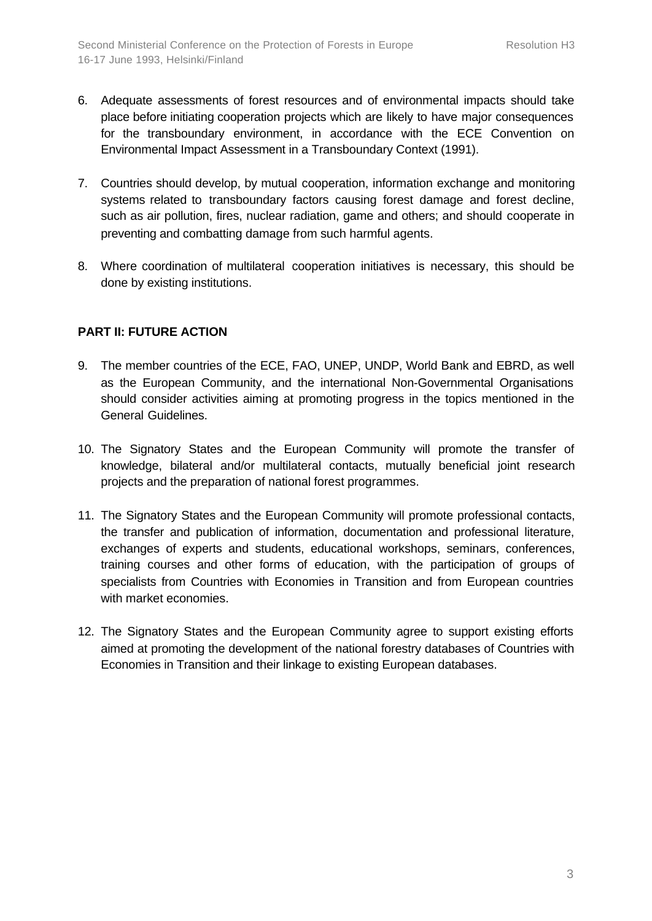6. Adequate assessments of forest resources and of environmental impacts should take place before initiating cooperation projects which are likely to have major consequences for the transboundary environment, in accordance with the ECE Convention on Environmental Impact Assessment in a Transboundary Context (1991).

7. Countries should develop, by mutual cooperation, information exchange and monitoring systems related to transboundary factors causing forest damage and forest decline, such as air pollution, fires, nuclear radiation, game and others; and should cooperate in preventing and combatting damage from such harmful agents.

8. Where coordination of multilateral cooperation initiatives is necessary, this should be done by existing institutions.

**PART II: FUTURE ACTION**

9. The member countries of the ECE, FAO, UNEP, UNDP, World Bank and EBRD, as well as the European Community, and the international Non-Governmental Organisations should consider activities aiming at promoting progress in the topics mentioned in the General Guidelines.

10. The Signatory States and the European Community will promote the transfer of knowledge, bilateral and/or multilateral contacts, mutually beneficial joint research projects and the preparation of national forest programmes.

11. The Signatory States and the European Community will promote professional contacts, the transfer and publication of information, documentation and professional literature, exchanges of experts and students, educational workshops, seminars, conferences, training courses and other forms of education, with the participation of groups of specialists from Countries with Economies in Transition and from European countries with market economies.

12. The Signatory States and the European Community agree to support existing efforts aimed at promoting the development of the national forestry databases of Countries with Economies in Transition and their linkage to existing European databases.